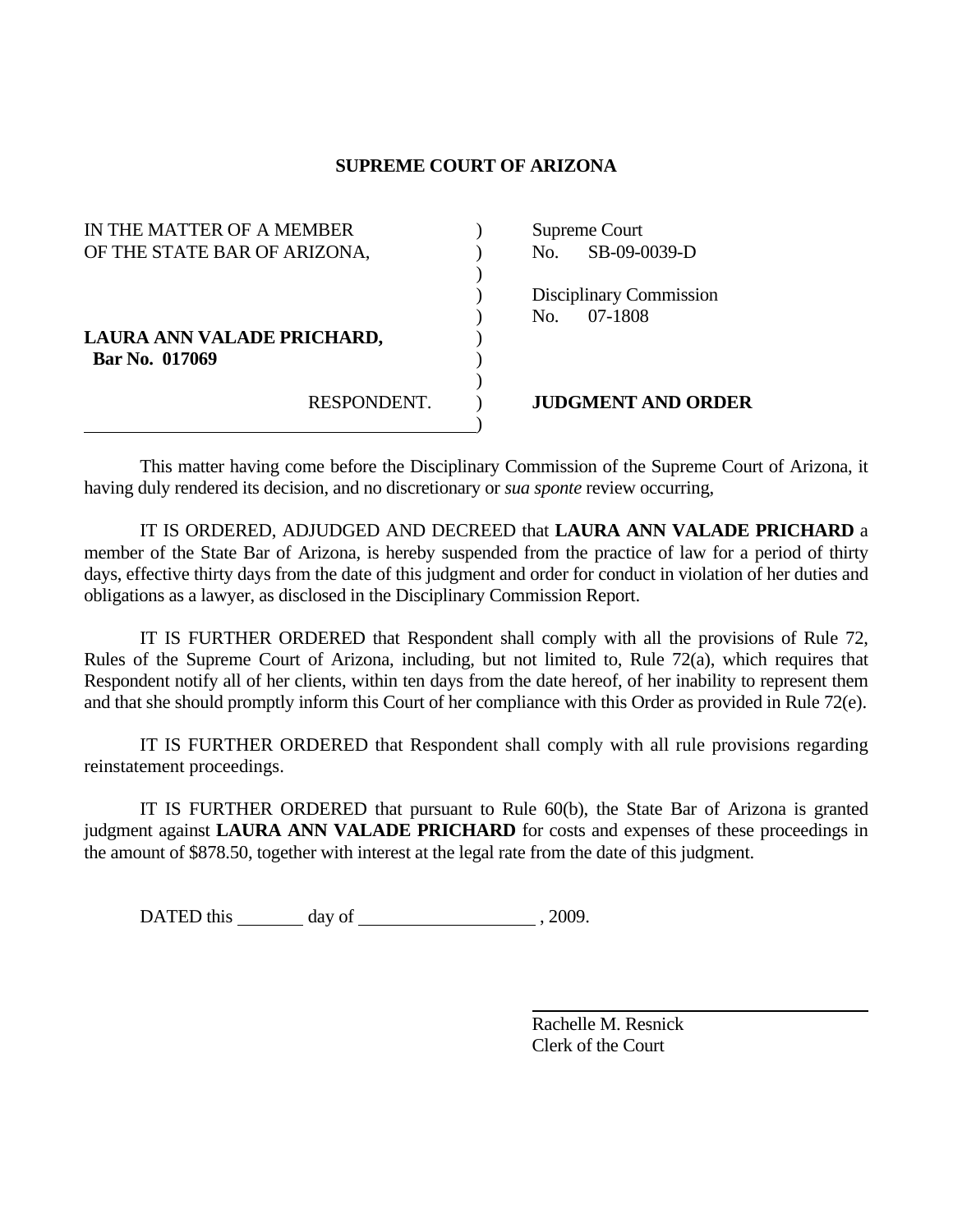# SUPREME COURT OF ARIZONA

| | |
|---|---|
| IN THE MATTER OF A MEMBER OF THE STATE BAR OF ARIZONA, | Supreme Court No. SB-09-0039-D |
| | Disciplinary Commission No. 07-1808 |
| **LAURA ANN VALADE PRICHARD,** **Bar No. 017069** | |
| RESPONDENT. | **JUDGMENT AND ORDER** |

This matter having come before the Disciplinary Commission of the Supreme Court of Arizona, it having duly rendered its decision, and no discretionary or *sua sponte* review occurring,

IT IS ORDERED, ADJUDGED AND DECREED that **LAURA ANN VALADE PRICHARD** a member of the State Bar of Arizona, is hereby suspended from the practice of law for a period of thirty days, effective thirty days from the date of this judgment and order for conduct in violation of her duties and obligations as a lawyer, as disclosed in the Disciplinary Commission Report.

IT IS FURTHER ORDERED that Respondent shall comply with all the provisions of Rule 72, Rules of the Supreme Court of Arizona, including, but not limited to, Rule 72(a), which requires that Respondent notify all of her clients, within ten days from the date hereof, of her inability to represent them and that she should promptly inform this Court of her compliance with this Order as provided in Rule 72(e).

IT IS FURTHER ORDERED that Respondent shall comply with all rule provisions regarding reinstatement proceedings.

IT IS FURTHER ORDERED that pursuant to Rule 60(b), the State Bar of Arizona is granted judgment against **LAURA ANN VALADE PRICHARD** for costs and expenses of these proceedings in the amount of $878.50, together with interest at the legal rate from the date of this judgment.

DATED this _______ day of ___________________ , 2009.

_________________________________

Rachelle M. Resnick
Clerk of the Court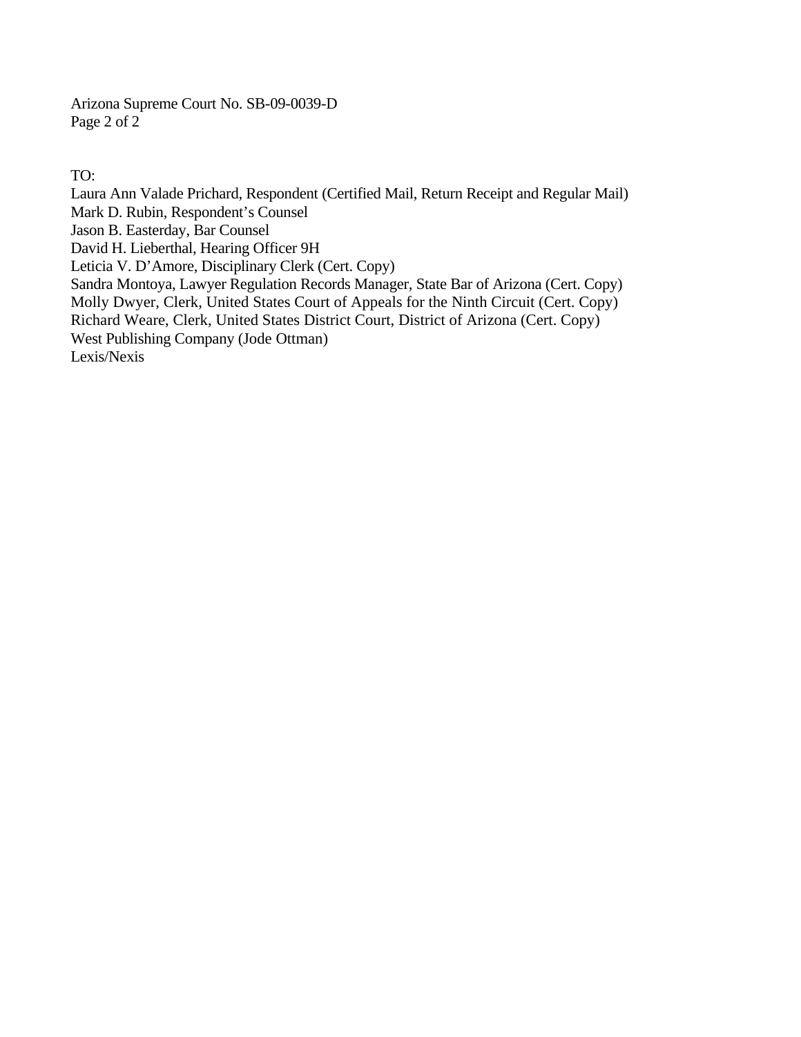TO:

Laura Ann Valade Prichard, Respondent (Certified Mail, Return Receipt and Regular Mail)
Mark D. Rubin, Respondent's Counsel
Jason B. Easterday, Bar Counsel
David H. Lieberthal, Hearing Officer 9H
Leticia V. D'Amore, Disciplinary Clerk (Cert. Copy)
Sandra Montoya, Lawyer Regulation Records Manager, State Bar of Arizona (Cert. Copy)
Molly Dwyer, Clerk, United States Court of Appeals for the Ninth Circuit (Cert. Copy)
Richard Weare, Clerk, United States District Court, District of Arizona (Cert. Copy)
West Publishing Company (Jode Ottman)
Lexis/Nexis